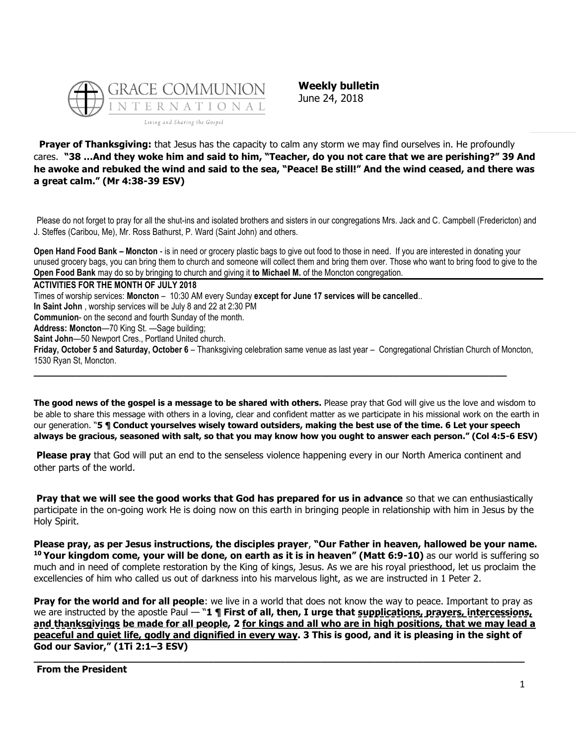GRACE COMMUNION INTERNATIONAL

Living and Sharing the Gospel

**Weekly bulletin**
June 24, 2018

**Prayer of Thanksgiving:** that Jesus has the capacity to calm any storm we may find ourselves in. He profoundly cares. **"38 …And they woke him and said to him, "Teacher, do you not care that we are perishing?" 39 And he awoke and rebuked the wind and said to the sea, "Peace! Be still!" And the wind ceased, and there was a great calm." (Mr 4:38-39 ESV)**

Please do not forget to pray for all the shut-ins and isolated brothers and sisters in our congregations Mrs. Jack and C. Campbell (Fredericton) and J. Steffes (Caribou, Me), Mr. Ross Bathurst, P. Ward (Saint John) and others.

**Open Hand Food Bank – Moncton** - is in need or grocery plastic bags to give out food to those in need. If you are interested in donating your unused grocery bags, you can bring them to church and someone will collect them and bring them over. Those who want to bring food to give to the **Open Food Bank** may do so by bringing to church and giving it **to Michael M.** of the Moncton congregation.

**ACTIVITIES FOR THE MONTH OF JULY 2018**

Times of worship services: **Moncton** – 10:30 AM every Sunday **except for June 17 services will be cancelled**..

**In Saint John** , worship services will be July 8 and 22 at 2:30 PM

**Communion**- on the second and fourth Sunday of the month.

**Address: Moncton**—70 King St. —Sage building;

**Saint John**—50 Newport Cres., Portland United church.

**Friday, October 5 and Saturday, October 6** – Thanksgiving celebration same venue as last year – Congregational Christian Church of Moncton, 1530 Ryan St, Moncton.

---

**The good news of the gospel is a message to be shared with others.** Please pray that God will give us the love and wisdom to be able to share this message with others in a loving, clear and confident matter as we participate in his missional work on the earth in our generation. "**5 ¶ Conduct yourselves wisely toward outsiders, making the best use of the time. 6 Let your speech always be gracious, seasoned with salt, so that you may know how you ought to answer each person." (Col 4:5-6 ESV)**

**Please pray** that God will put an end to the senseless violence happening every in our North America continent and other parts of the world.

**Pray that we will see the good works that God has prepared for us in advance** so that we can enthusiastically participate in the on-going work He is doing now on this earth in bringing people in relationship with him in Jesus by the Holy Spirit.

**Please pray, as per Jesus instructions, the disciples prayer**, **"Our Father in heaven, hallowed be your name. 10 Your kingdom come, your will be done, on earth as it is in heaven" (Matt 6:9-10)** as our world is suffering so much and in need of complete restoration by the King of kings, Jesus. As we are his royal priesthood, let us proclaim the excellencies of him who called us out of darkness into his marvelous light, as we are instructed in 1 Peter 2.

**Pray for the world and for all people**: we live in a world that does not know the way to peace. Important to pray as we are instructed by the apostle Paul — "**1 ¶ First of all, then, I urge that supplications, prayers, intercessions, and thanksgivings be made for all people, 2 for kings and all who are in high positions, that we may lead a peaceful and quiet life, godly and dignified in every way. 3 This is good, and it is pleasing in the sight of God our Savior," (1Ti 2:1–3 ESV)**

---

**From the President**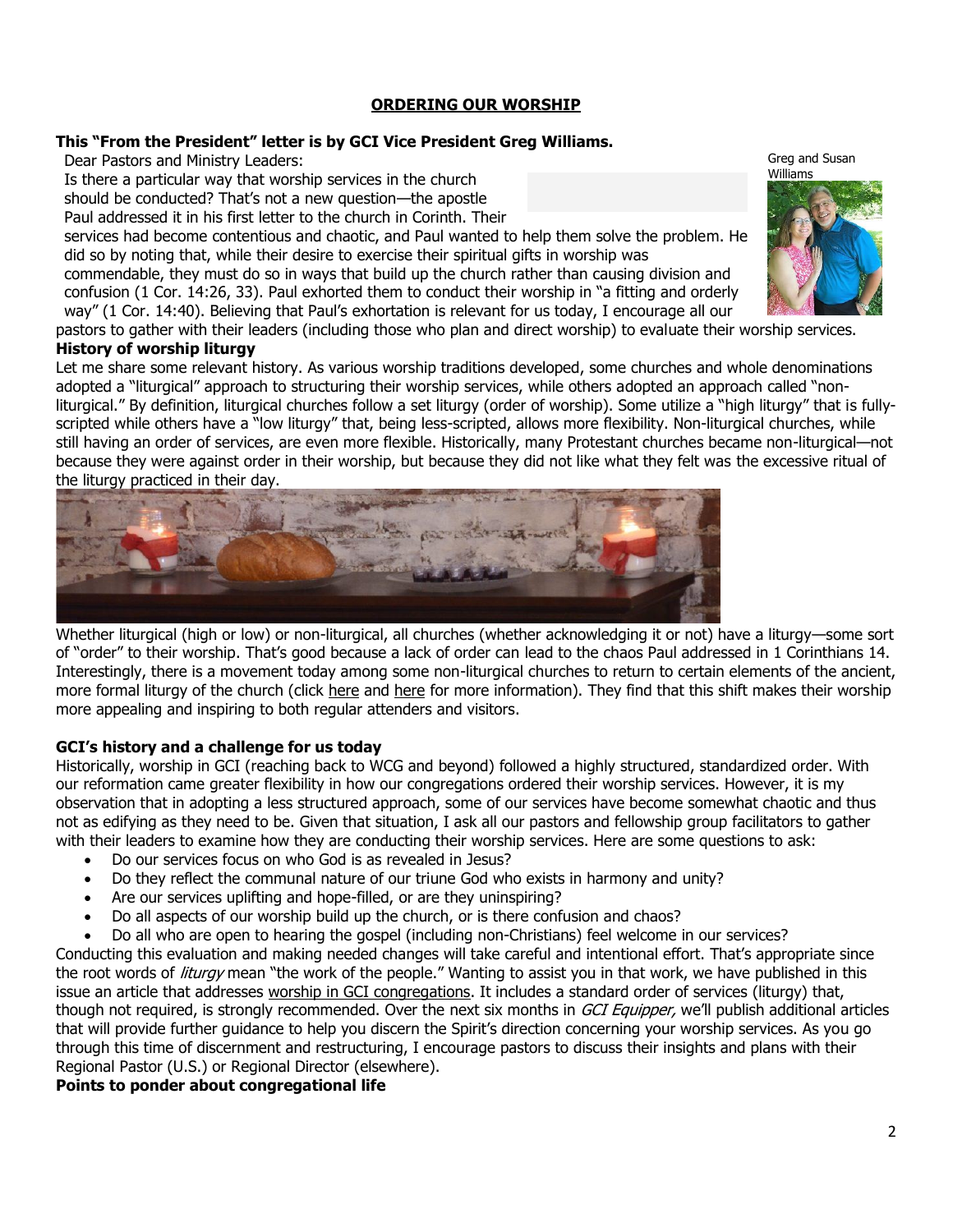## ORDERING OUR WORSHIP

**This "From the President" letter is by GCI Vice President Greg Williams.**

Greg and Susan Williams

Dear Pastors and Ministry Leaders:

Is there a particular way that worship services in the church should be conducted? That's not a new question—the apostle Paul addressed it in his first letter to the church in Corinth. Their services had become contentious and chaotic, and Paul wanted to help them solve the problem. He did so by noting that, while their desire to exercise their spiritual gifts in worship was commendable, they must do so in ways that build up the church rather than causing division and confusion (1 Cor. 14:26, 33). Paul exhorted them to conduct their worship in "a fitting and orderly way" (1 Cor. 14:40). Believing that Paul's exhortation is relevant for us today, I encourage all our pastors to gather with their leaders (including those who plan and direct worship) to evaluate their worship services.

### History of worship liturgy

Let me share some relevant history. As various worship traditions developed, some churches and whole denominations adopted a "liturgical" approach to structuring their worship services, while others adopted an approach called "non-liturgical." By definition, liturgical churches follow a set liturgy (order of worship). Some utilize a "high liturgy" that is fully-scripted while others have a "low liturgy" that, being less-scripted, allows more flexibility. Non-liturgical churches, while still having an order of services, are even more flexible. Historically, many Protestant churches became non-liturgical—not because they were against order in their worship, but because they did not like what they felt was the excessive ritual of the liturgy practiced in their day.

Whether liturgical (high or low) or non-liturgical, all churches (whether acknowledging it or not) have a liturgy—some sort of "order" to their worship. That's good because a lack of order can lead to the chaos Paul addressed in 1 Corinthians 14. Interestingly, there is a movement today among some non-liturgical churches to return to certain elements of the ancient, more formal liturgy of the church (click here and here for more information). They find that this shift makes their worship more appealing and inspiring to both regular attenders and visitors.

### GCI's history and a challenge for us today

Historically, worship in GCI (reaching back to WCG and beyond) followed a highly structured, standardized order. With our reformation came greater flexibility in how our congregations ordered their worship services. However, it is my observation that in adopting a less structured approach, some of our services have become somewhat chaotic and thus not as edifying as they need to be. Given that situation, I ask all our pastors and fellowship group facilitators to gather with their leaders to examine how they are conducting their worship services. Here are some questions to ask:

- Do our services focus on who God is as revealed in Jesus?
- Do they reflect the communal nature of our triune God who exists in harmony and unity?
- Are our services uplifting and hope-filled, or are they uninspiring?
- Do all aspects of our worship build up the church, or is there confusion and chaos?
- Do all who are open to hearing the gospel (including non-Christians) feel welcome in our services?

Conducting this evaluation and making needed changes will take careful and intentional effort. That's appropriate since the root words of *liturgy* mean "the work of the people." Wanting to assist you in that work, we have published in this issue an article that addresses worship in GCI congregations. It includes a standard order of services (liturgy) that, though not required, is strongly recommended. Over the next six months in *GCI Equipper,* we'll publish additional articles that will provide further guidance to help you discern the Spirit's direction concerning your worship services. As you go through this time of discernment and restructuring, I encourage pastors to discuss their insights and plans with their Regional Pastor (U.S.) or Regional Director (elsewhere).

### Points to ponder about congregational life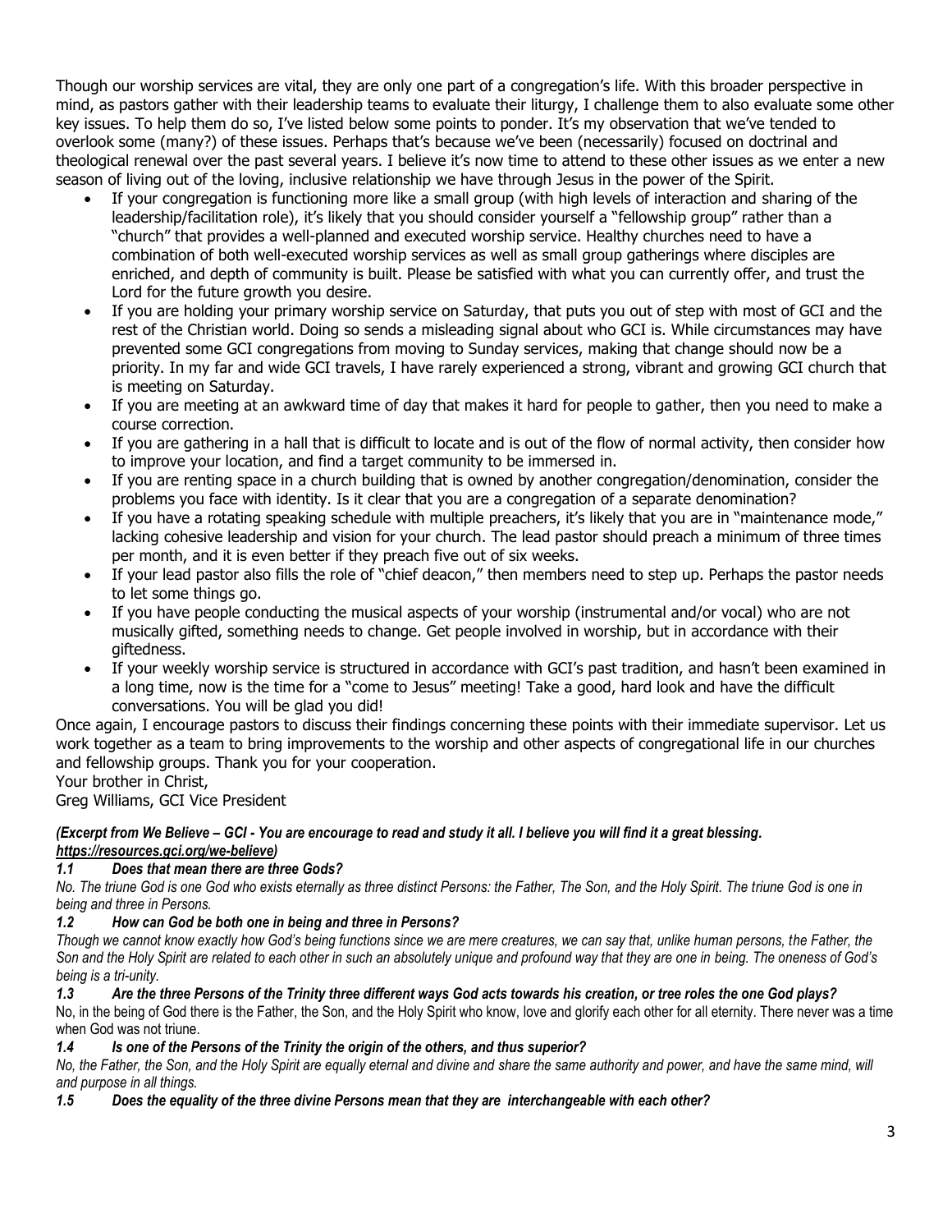Though our worship services are vital, they are only one part of a congregation's life. With this broader perspective in mind, as pastors gather with their leadership teams to evaluate their liturgy, I challenge them to also evaluate some other key issues. To help them do so, I've listed below some points to ponder. It's my observation that we've tended to overlook some (many?) of these issues. Perhaps that's because we've been (necessarily) focused on doctrinal and theological renewal over the past several years. I believe it's now time to attend to these other issues as we enter a new season of living out of the loving, inclusive relationship we have through Jesus in the power of the Spirit.

- If your congregation is functioning more like a small group (with high levels of interaction and sharing of the leadership/facilitation role), it's likely that you should consider yourself a "fellowship group" rather than a "church" that provides a well-planned and executed worship service. Healthy churches need to have a combination of both well-executed worship services as well as small group gatherings where disciples are enriched, and depth of community is built. Please be satisfied with what you can currently offer, and trust the Lord for the future growth you desire.
- If you are holding your primary worship service on Saturday, that puts you out of step with most of GCI and the rest of the Christian world. Doing so sends a misleading signal about who GCI is. While circumstances may have prevented some GCI congregations from moving to Sunday services, making that change should now be a priority. In my far and wide GCI travels, I have rarely experienced a strong, vibrant and growing GCI church that is meeting on Saturday.
- If you are meeting at an awkward time of day that makes it hard for people to gather, then you need to make a course correction.
- If you are gathering in a hall that is difficult to locate and is out of the flow of normal activity, then consider how to improve your location, and find a target community to be immersed in.
- If you are renting space in a church building that is owned by another congregation/denomination, consider the problems you face with identity. Is it clear that you are a congregation of a separate denomination?
- If you have a rotating speaking schedule with multiple preachers, it's likely that you are in "maintenance mode," lacking cohesive leadership and vision for your church. The lead pastor should preach a minimum of three times per month, and it is even better if they preach five out of six weeks.
- If your lead pastor also fills the role of "chief deacon," then members need to step up. Perhaps the pastor needs to let some things go.
- If you have people conducting the musical aspects of your worship (instrumental and/or vocal) who are not musically gifted, something needs to change. Get people involved in worship, but in accordance with their giftedness.
- If your weekly worship service is structured in accordance with GCI's past tradition, and hasn't been examined in a long time, now is the time for a "come to Jesus" meeting! Take a good, hard look and have the difficult conversations. You will be glad you did!

Once again, I encourage pastors to discuss their findings concerning these points with their immediate supervisor. Let us work together as a team to bring improvements to the worship and other aspects of congregational life in our churches and fellowship groups. Thank you for your cooperation.

Your brother in Christ,

Greg Williams, GCI Vice President

***(Excerpt from We Believe – GCI - You are encourage to read and study it all. I believe you will find it a great blessing. https://resources.gci.org/we-believe)***

***1.1 Does that mean there are three Gods?***

*No. The triune God is one God who exists eternally as three distinct Persons: the Father, The Son, and the Holy Spirit. The triune God is one in being and three in Persons.*

***1.2 How can God be both one in being and three in Persons?***

*Though we cannot know exactly how God's being functions since we are mere creatures, we can say that, unlike human persons, the Father, the Son and the Holy Spirit are related to each other in such an absolutely unique and profound way that they are one in being. The oneness of God's being is a tri-unity.*

***1.3 Are the three Persons of the Trinity three different ways God acts towards his creation, or tree roles the one God plays?***

No, in the being of God there is the Father, the Son, and the Holy Spirit who know, love and glorify each other for all eternity. There never was a time when God was not triune.

***1.4 Is one of the Persons of the Trinity the origin of the others, and thus superior?***

*No, the Father, the Son, and the Holy Spirit are equally eternal and divine and share the same authority and power, and have the same mind, will and purpose in all things.*

***1.5 Does the equality of the three divine Persons mean that they are interchangeable with each other?***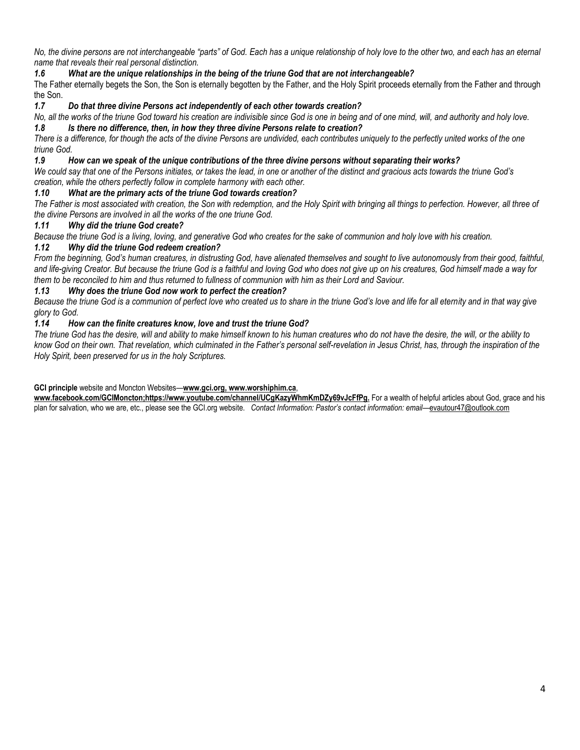*No, the divine persons are not interchangeable "parts" of God. Each has a unique relationship of holy love to the other two, and each has an eternal name that reveals their real personal distinction.*

***1.6 What are the unique relationships in the being of the triune God that are not interchangeable?***

The Father eternally begets the Son, the Son is eternally begotten by the Father, and the Holy Spirit proceeds eternally from the Father and through the Son.

***1.7 Do that three divine Persons act independently of each other towards creation?***

*No, all the works of the triune God toward his creation are indivisible since God is one in being and of one mind, will, and authority and holy love.*

***1.8 Is there no difference, then, in how they three divine Persons relate to creation?***

*There is a difference, for though the acts of the divine Persons are undivided, each contributes uniquely to the perfectly united works of the one triune God.*

***1.9 How can we speak of the unique contributions of the three divine persons without separating their works?***

*We could say that one of the Persons initiates, or takes the lead, in one or another of the distinct and gracious acts towards the triune God's creation, while the others perfectly follow in complete harmony with each other.*

***1.10 What are the primary acts of the triune God towards creation?***

*The Father is most associated with creation, the Son with redemption, and the Holy Spirit with bringing all things to perfection. However, all three of the divine Persons are involved in all the works of the one triune God.*

***1.11 Why did the triune God create?***

*Because the triune God is a living, loving, and generative God who creates for the sake of communion and holy love with his creation.*

***1.12 Why did the triune God redeem creation?***

*From the beginning, God's human creatures, in distrusting God, have alienated themselves and sought to live autonomously from their good, faithful, and life-giving Creator. But because the triune God is a faithful and loving God who does not give up on his creatures, God himself made a way for them to be reconciled to him and thus returned to fullness of communion with him as their Lord and Saviour.*

***1.13 Why does the triune God now work to perfect the creation?***

*Because the triune God is a communion of perfect love who created us to share in the triune God's love and life for all eternity and in that way give glory to God.*

***1.14 How can the finite creatures know, love and trust the triune God?***

*The triune God has the desire, will and ability to make himself known to his human creatures who do not have the desire, the will, or the ability to know God on their own. That revelation, which culminated in the Father's personal self-revelation in Jesus Christ, has, through the inspiration of the Holy Spirit, been preserved for us in the holy Scriptures.*

**GCI principle** website and Moncton Websites—**www.gci.org, www.worshiphim.ca**, **www.facebook.com/GCIMoncton;https://www.youtube.com/channel/UCgKazyWhmKmDZy69vJcFfPg.** For a wealth of helpful articles about God, grace and his plan for salvation, who we are, etc., please see the GCI.org website. *Contact Information: Pastor's contact information: email*—evautour47@outlook.com